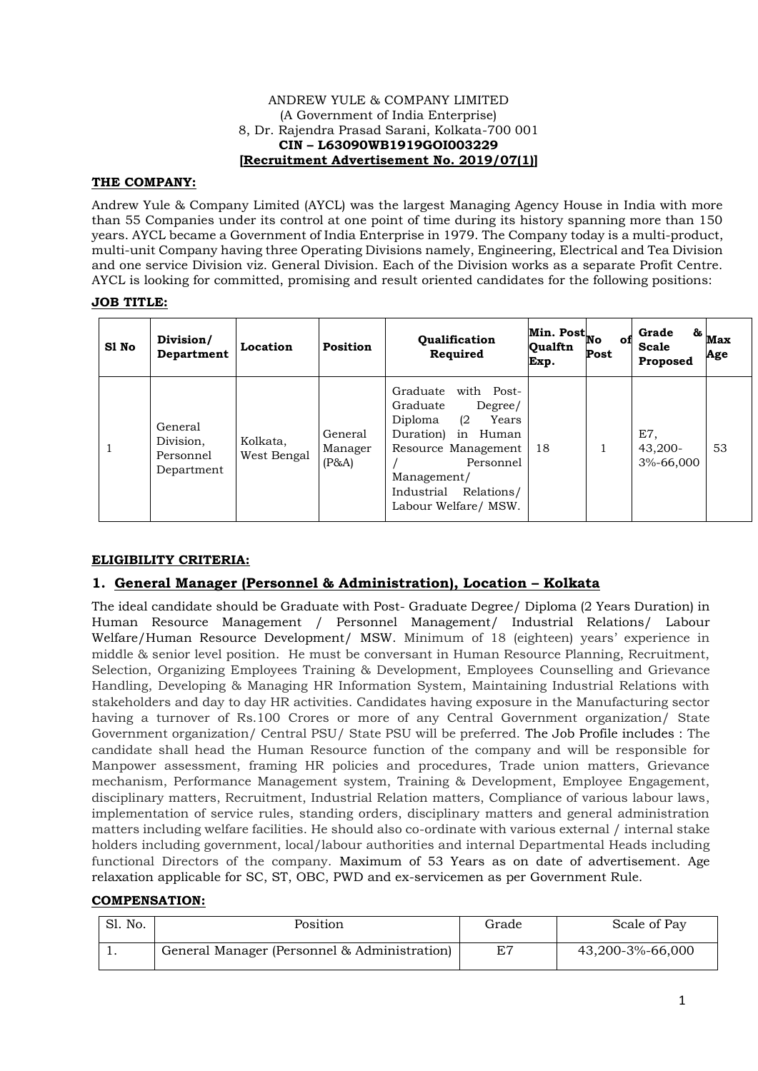ANDREW YULE & COMPANY LIMITED
(A Government of India Enterprise)
8, Dr. Rajendra Prasad Sarani, Kolkata-700 001
**CIN – L63090WB1919GOI003229**
**[Recruitment Advertisement No. 2019/07(1)]**

## THE COMPANY:

Andrew Yule & Company Limited (AYCL) was the largest Managing Agency House in India with more than 55 Companies under its control at one point of time during its history spanning more than 150 years. AYCL became a Government of India Enterprise in 1979. The Company today is a multi-product, multi-unit Company having three Operating Divisions namely, Engineering, Electrical and Tea Division and one service Division viz. General Division. Each of the Division works as a separate Profit Centre. AYCL is looking for committed, promising and result oriented candidates for the following positions:

## JOB TITLE:

| Sl No | Division/ Department | Location | Position | Qualification Required | Min. Post Qualftn Exp. | No of Post | Grade & Scale Proposed | Max Age |
|---|---|---|---|---|---|---|---|---|
| 1 | General Division, Personnel Department | Kolkata, West Bengal | General Manager (P&A) | Graduate with Post-Graduate Degree/ Diploma (2 Years Duration) in Human Resource Management / Personnel Management/ Industrial Relations/ Labour Welfare/ MSW. | 18 | 1 | E7, 43,200-3%-66,000 | 53 |

## ELIGIBILITY CRITERIA:

### 1. General Manager (Personnel & Administration), Location – Kolkata

The ideal candidate should be Graduate with Post- Graduate Degree/ Diploma (2 Years Duration) in Human Resource Management / Personnel Management/ Industrial Relations/ Labour Welfare/Human Resource Development/ MSW. Minimum of 18 (eighteen) years' experience in middle & senior level position. He must be conversant in Human Resource Planning, Recruitment, Selection, Organizing Employees Training & Development, Employees Counselling and Grievance Handling, Developing & Managing HR Information System, Maintaining Industrial Relations with stakeholders and day to day HR activities. Candidates having exposure in the Manufacturing sector having a turnover of Rs.100 Crores or more of any Central Government organization/ State Government organization/ Central PSU/ State PSU will be preferred. The Job Profile includes : The candidate shall head the Human Resource function of the company and will be responsible for Manpower assessment, framing HR policies and procedures, Trade union matters, Grievance mechanism, Performance Management system, Training & Development, Employee Engagement, disciplinary matters, Recruitment, Industrial Relation matters, Compliance of various labour laws, implementation of service rules, standing orders, disciplinary matters and general administration matters including welfare facilities. He should also co-ordinate with various external / internal stake holders including government, local/labour authorities and internal Departmental Heads including functional Directors of the company. Maximum of 53 Years as on date of advertisement. Age relaxation applicable for SC, ST, OBC, PWD and ex-servicemen as per Government Rule.

## COMPENSATION:

| Sl. No. | Position | Grade | Scale of Pay |
|---|---|---|---|
| 1. | General Manager (Personnel & Administration) | E7 | 43,200-3%-66,000 |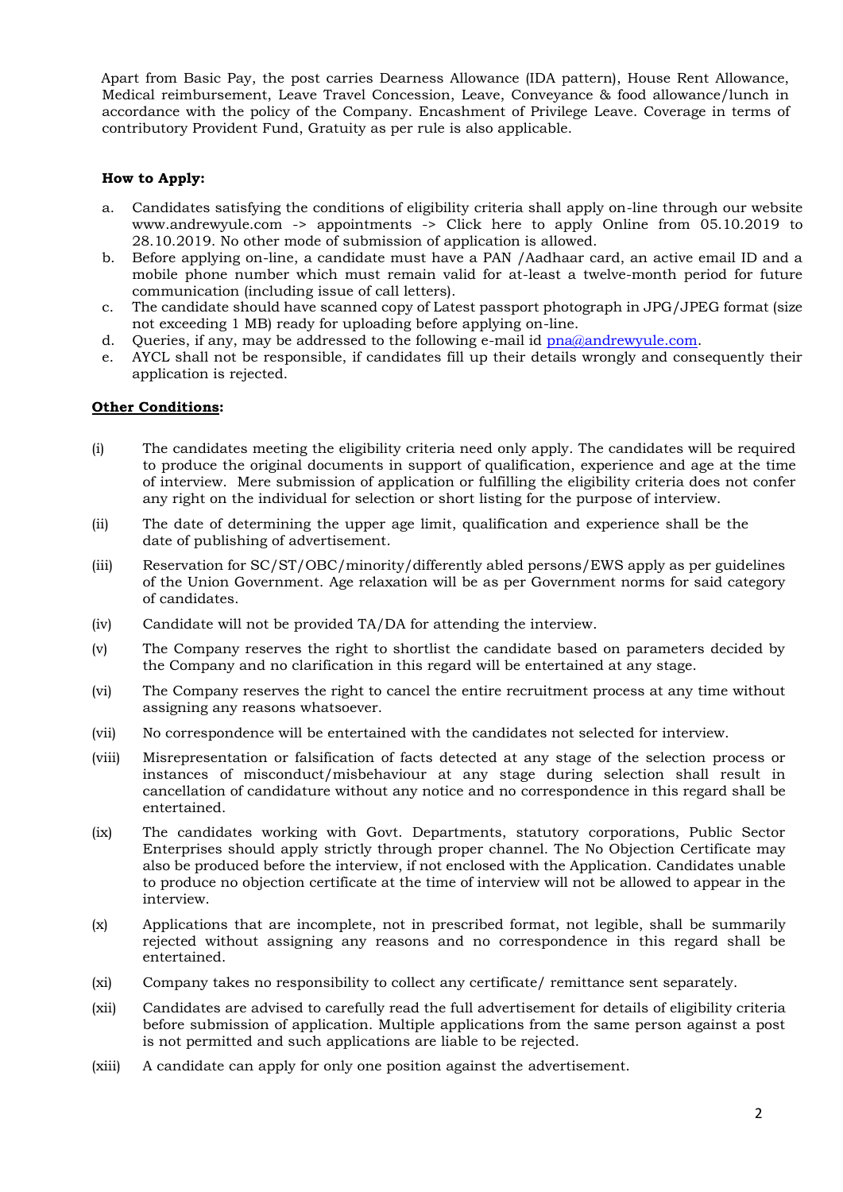Apart from Basic Pay, the post carries Dearness Allowance (IDA pattern), House Rent Allowance, Medical reimbursement, Leave Travel Concession, Leave, Conveyance & food allowance/lunch in accordance with the policy of the Company. Encashment of Privilege Leave. Coverage in terms of contributory Provident Fund, Gratuity as per rule is also applicable.

**How to Apply:**

a. Candidates satisfying the conditions of eligibility criteria shall apply on-line through our website www.andrewyule.com -> appointments -> Click here to apply Online from 05.10.2019 to 28.10.2019. No other mode of submission of application is allowed.

b. Before applying on-line, a candidate must have a PAN /Aadhaar card, an active email ID and a mobile phone number which must remain valid for at-least a twelve-month period for future communication (including issue of call letters).

c. The candidate should have scanned copy of Latest passport photograph in JPG/JPEG format (size not exceeding 1 MB) ready for uploading before applying on-line.

d. Queries, if any, may be addressed to the following e-mail id pna@andrewyule.com.

e. AYCL shall not be responsible, if candidates fill up their details wrongly and consequently their application is rejected.

**Other Conditions:**

(i) The candidates meeting the eligibility criteria need only apply. The candidates will be required to produce the original documents in support of qualification, experience and age at the time of interview. Mere submission of application or fulfilling the eligibility criteria does not confer any right on the individual for selection or short listing for the purpose of interview.

(ii) The date of determining the upper age limit, qualification and experience shall be the date of publishing of advertisement.

(iii) Reservation for SC/ST/OBC/minority/differently abled persons/EWS apply as per guidelines of the Union Government. Age relaxation will be as per Government norms for said category of candidates.

(iv) Candidate will not be provided TA/DA for attending the interview.

(v) The Company reserves the right to shortlist the candidate based on parameters decided by the Company and no clarification in this regard will be entertained at any stage.

(vi) The Company reserves the right to cancel the entire recruitment process at any time without assigning any reasons whatsoever.

(vii) No correspondence will be entertained with the candidates not selected for interview.

(viii) Misrepresentation or falsification of facts detected at any stage of the selection process or instances of misconduct/misbehaviour at any stage during selection shall result in cancellation of candidature without any notice and no correspondence in this regard shall be entertained.

(ix) The candidates working with Govt. Departments, statutory corporations, Public Sector Enterprises should apply strictly through proper channel. The No Objection Certificate may also be produced before the interview, if not enclosed with the Application. Candidates unable to produce no objection certificate at the time of interview will not be allowed to appear in the interview.

(x) Applications that are incomplete, not in prescribed format, not legible, shall be summarily rejected without assigning any reasons and no correspondence in this regard shall be entertained.

(xi) Company takes no responsibility to collect any certificate/ remittance sent separately.

(xii) Candidates are advised to carefully read the full advertisement for details of eligibility criteria before submission of application. Multiple applications from the same person against a post is not permitted and such applications are liable to be rejected.

(xiii) A candidate can apply for only one position against the advertisement.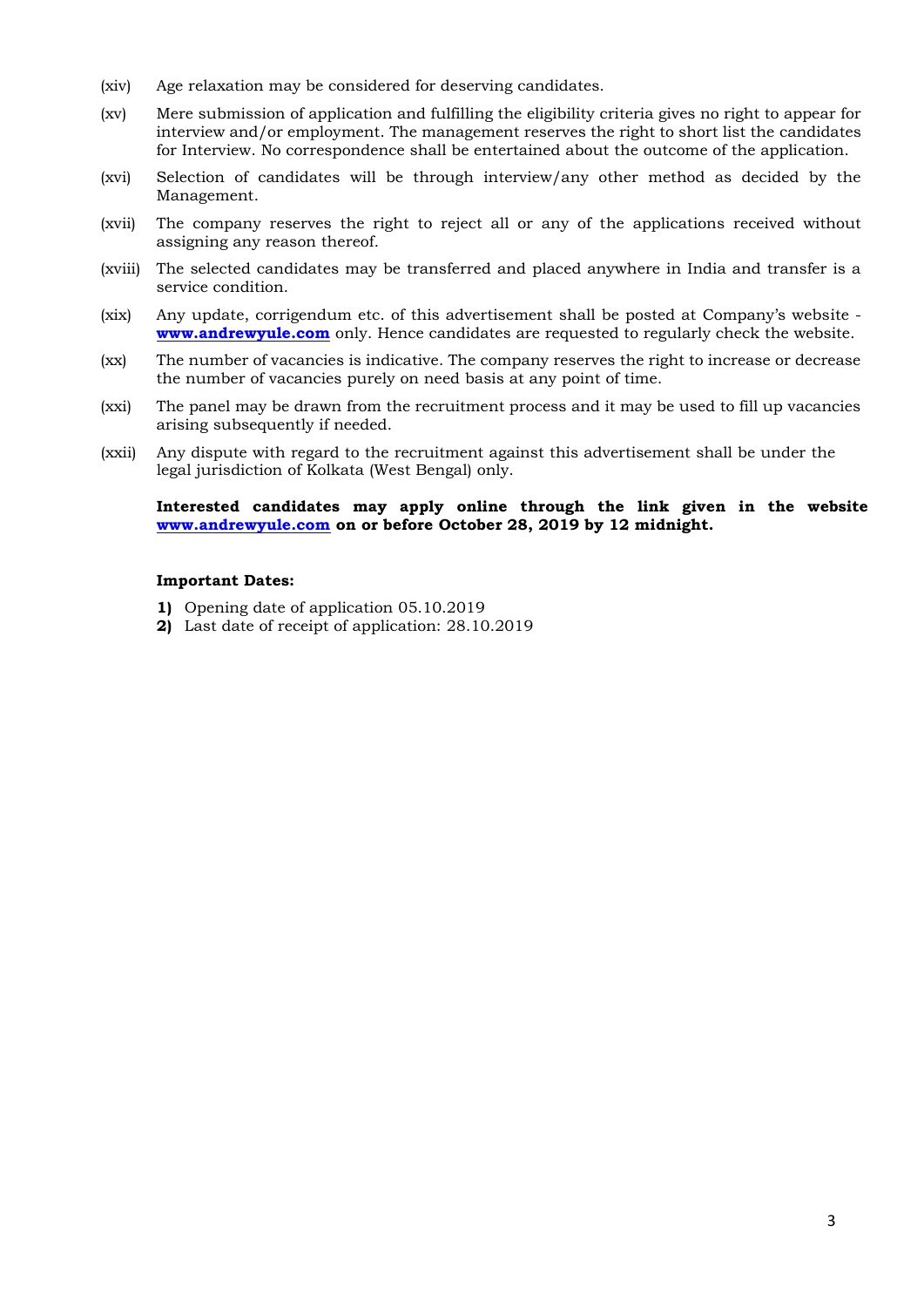(xiv) Age relaxation may be considered for deserving candidates.

(xv) Mere submission of application and fulfilling the eligibility criteria gives no right to appear for interview and/or employment. The management reserves the right to short list the candidates for Interview. No correspondence shall be entertained about the outcome of the application.

(xvi) Selection of candidates will be through interview/any other method as decided by the Management.

(xvii) The company reserves the right to reject all or any of the applications received without assigning any reason thereof.

(xviii) The selected candidates may be transferred and placed anywhere in India and transfer is a service condition.

(xix) Any update, corrigendum etc. of this advertisement shall be posted at Company's website - **www.andrewyule.com** only. Hence candidates are requested to regularly check the website.

(xx) The number of vacancies is indicative. The company reserves the right to increase or decrease the number of vacancies purely on need basis at any point of time.

(xxi) The panel may be drawn from the recruitment process and it may be used to fill up vacancies arising subsequently if needed.

(xxii) Any dispute with regard to the recruitment against this advertisement shall be under the legal jurisdiction of Kolkata (West Bengal) only.

**Interested candidates may apply online through the link given in the website www.andrewyule.com on or before October 28, 2019 by 12 midnight.**

**Important Dates:**

**1)** Opening date of application 05.10.2019
**2)** Last date of receipt of application: 28.10.2019